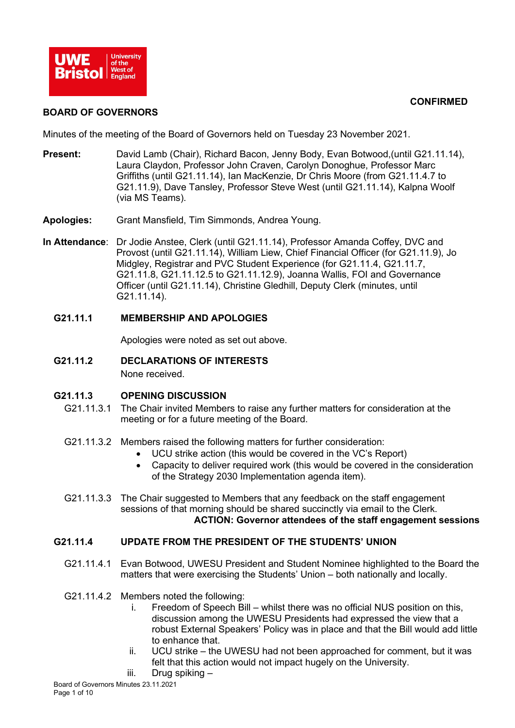**CONFIRMED**

# BOARD OF GOVERNORS

Minutes of the meeting of the Board of Governors held on Tuesday 23 November 2021.

**Present:** David Lamb (Chair), Richard Bacon, Jenny Body, Evan Botwood,(until G21.11.14), Laura Claydon, Professor John Craven, Carolyn Donoghue, Professor Marc Griffiths (until G21.11.14), Ian MacKenzie, Dr Chris Moore (from G21.11.4.7 to G21.11.9), Dave Tansley, Professor Steve West (until G21.11.14), Kalpna Woolf (via MS Teams).

**Apologies:** Grant Mansfield, Tim Simmonds, Andrea Young.

**In Attendance**: Dr Jodie Anstee, Clerk (until G21.11.14), Professor Amanda Coffey, DVC and Provost (until G21.11.14), William Liew, Chief Financial Officer (for G21.11.9), Jo Midgley, Registrar and PVC Student Experience (for G21.11.4, G21.11.7, G21.11.8, G21.11.12.5 to G21.11.12.9), Joanna Wallis, FOI and Governance Officer (until G21.11.14), Christine Gledhill, Deputy Clerk (minutes, until G21.11.14).

## G21.11.1 MEMBERSHIP AND APOLOGIES

Apologies were noted as set out above.

## G21.11.2 DECLARATIONS OF INTERESTS

None received.

## G21.11.3 OPENING DISCUSSION

G21.11.3.1 The Chair invited Members to raise any further matters for consideration at the meeting or for a future meeting of the Board.

G21.11.3.2 Members raised the following matters for further consideration:

- UCU strike action (this would be covered in the VC's Report)
- Capacity to deliver required work (this would be covered in the consideration of the Strategy 2030 Implementation agenda item).

G21.11.3.3 The Chair suggested to Members that any feedback on the staff engagement sessions of that morning should be shared succinctly via email to the Clerk.

**ACTION: Governor attendees of the staff engagement sessions**

## G21.11.4 UPDATE FROM THE PRESIDENT OF THE STUDENTS' UNION

G21.11.4.1 Evan Botwood, UWESU President and Student Nominee highlighted to the Board the matters that were exercising the Students' Union – both nationally and locally.

G21.11.4.2 Members noted the following:

i. Freedom of Speech Bill – whilst there was no official NUS position on this, discussion among the UWESU Presidents had expressed the view that a robust External Speakers' Policy was in place and that the Bill would add little to enhance that.
ii. UCU strike – the UWESU had not been approached for comment, but it was felt that this action would not impact hugely on the University.
iii. Drug spiking –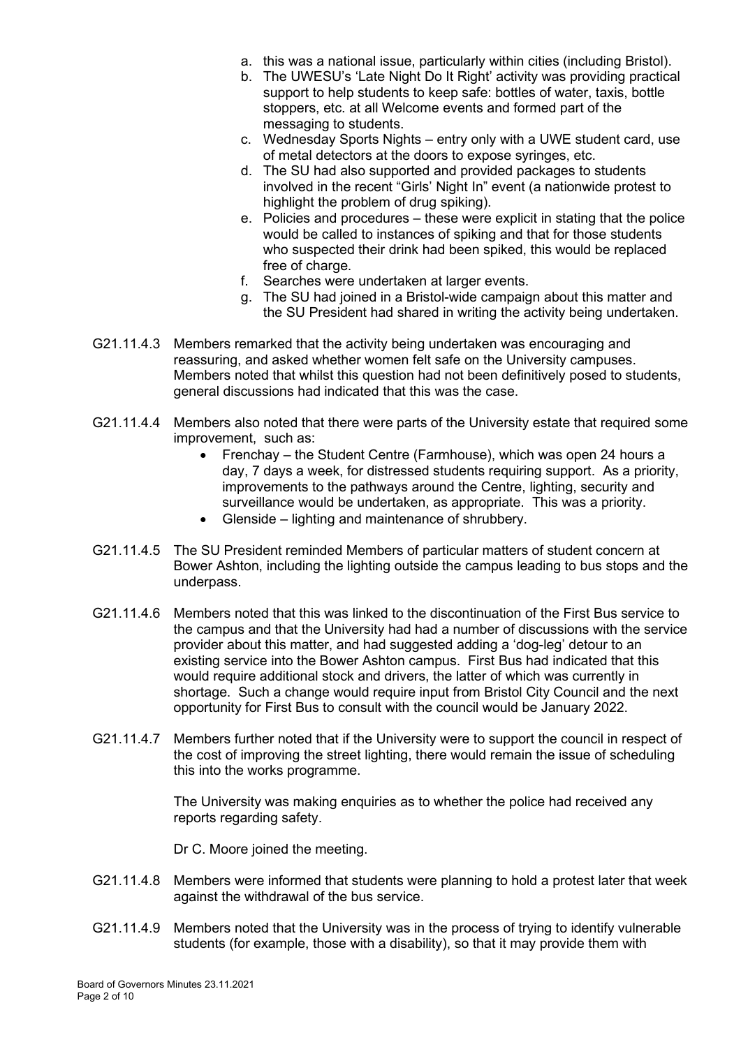a. this was a national issue, particularly within cities (including Bristol).
b. The UWESU's 'Late Night Do It Right' activity was providing practical support to help students to keep safe: bottles of water, taxis, bottle stoppers, etc. at all Welcome events and formed part of the messaging to students.
c. Wednesday Sports Nights – entry only with a UWE student card, use of metal detectors at the doors to expose syringes, etc.
d. The SU had also supported and provided packages to students involved in the recent "Girls' Night In" event (a nationwide protest to highlight the problem of drug spiking).
e. Policies and procedures – these were explicit in stating that the police would be called to instances of spiking and that for those students who suspected their drink had been spiked, this would be replaced free of charge.
f. Searches were undertaken at larger events.
g. The SU had joined in a Bristol-wide campaign about this matter and the SU President had shared in writing the activity being undertaken.

G21.11.4.3 Members remarked that the activity being undertaken was encouraging and reassuring, and asked whether women felt safe on the University campuses. Members noted that whilst this question had not been definitively posed to students, general discussions had indicated that this was the case.

G21.11.4.4 Members also noted that there were parts of the University estate that required some improvement, such as:

- Frenchay – the Student Centre (Farmhouse), which was open 24 hours a day, 7 days a week, for distressed students requiring support. As a priority, improvements to the pathways around the Centre, lighting, security and surveillance would be undertaken, as appropriate. This was a priority.
- Glenside – lighting and maintenance of shrubbery.

G21.11.4.5 The SU President reminded Members of particular matters of student concern at Bower Ashton, including the lighting outside the campus leading to bus stops and the underpass.

G21.11.4.6 Members noted that this was linked to the discontinuation of the First Bus service to the campus and that the University had had a number of discussions with the service provider about this matter, and had suggested adding a 'dog-leg' detour to an existing service into the Bower Ashton campus. First Bus had indicated that this would require additional stock and drivers, the latter of which was currently in shortage. Such a change would require input from Bristol City Council and the next opportunity for First Bus to consult with the council would be January 2022.

G21.11.4.7 Members further noted that if the University were to support the council in respect of the cost of improving the street lighting, there would remain the issue of scheduling this into the works programme.

The University was making enquiries as to whether the police had received any reports regarding safety.

Dr C. Moore joined the meeting.

G21.11.4.8 Members were informed that students were planning to hold a protest later that week against the withdrawal of the bus service.

G21.11.4.9 Members noted that the University was in the process of trying to identify vulnerable students (for example, those with a disability), so that it may provide them with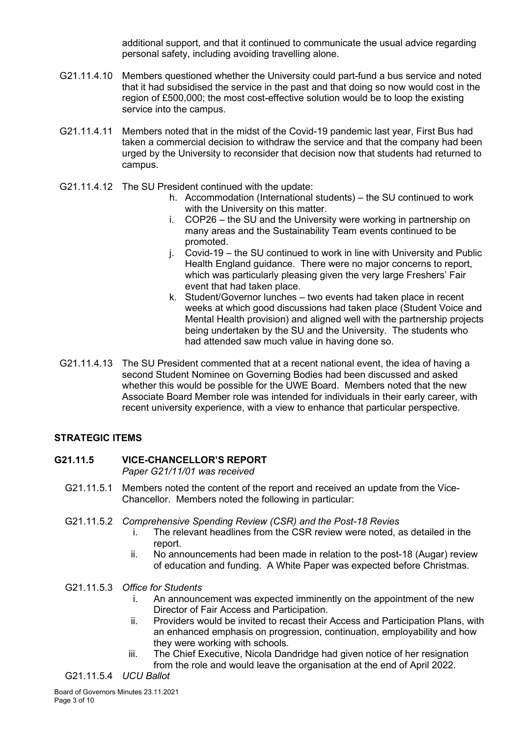additional support, and that it continued to communicate the usual advice regarding personal safety, including avoiding travelling alone.

G21.11.4.10 Members questioned whether the University could part-fund a bus service and noted that it had subsidised the service in the past and that doing so now would cost in the region of £500,000; the most cost-effective solution would be to loop the existing service into the campus.

G21.11.4.11 Members noted that in the midst of the Covid-19 pandemic last year, First Bus had taken a commercial decision to withdraw the service and that the company had been urged by the University to reconsider that decision now that students had returned to campus.

G21.11.4.12 The SU President continued with the update:

h. Accommodation (International students) – the SU continued to work with the University on this matter.
i. COP26 – the SU and the University were working in partnership on many areas and the Sustainability Team events continued to be promoted.
j. Covid-19 – the SU continued to work in line with University and Public Health England guidance. There were no major concerns to report, which was particularly pleasing given the very large Freshers' Fair event that had taken place.
k. Student/Governor lunches – two events had taken place in recent weeks at which good discussions had taken place (Student Voice and Mental Health provision) and aligned well with the partnership projects being undertaken by the SU and the University. The students who had attended saw much value in having done so.

G21.11.4.13 The SU President commented that at a recent national event, the idea of having a second Student Nominee on Governing Bodies had been discussed and asked whether this would be possible for the UWE Board. Members noted that the new Associate Board Member role was intended for individuals in their early career, with recent university experience, with a view to enhance that particular perspective.

## STRATEGIC ITEMS

### G21.11.5 VICE-CHANCELLOR'S REPORT

*Paper G21/11/01 was received*

G21.11.5.1 Members noted the content of the report and received an update from the Vice-Chancellor. Members noted the following in particular:

G21.11.5.2 *Comprehensive Spending Review (CSR) and the Post-18 Revies*

i. The relevant headlines from the CSR review were noted, as detailed in the report.
ii. No announcements had been made in relation to the post-18 (Augar) review of education and funding. A White Paper was expected before Christmas.

G21.11.5.3 *Office for Students*

i. An announcement was expected imminently on the appointment of the new Director of Fair Access and Participation.
ii. Providers would be invited to recast their Access and Participation Plans, with an enhanced emphasis on progression, continuation, employability and how they were working with schools.
iii. The Chief Executive, Nicola Dandridge had given notice of her resignation from the role and would leave the organisation at the end of April 2022.

G21.11.5.4 *UCU Ballot*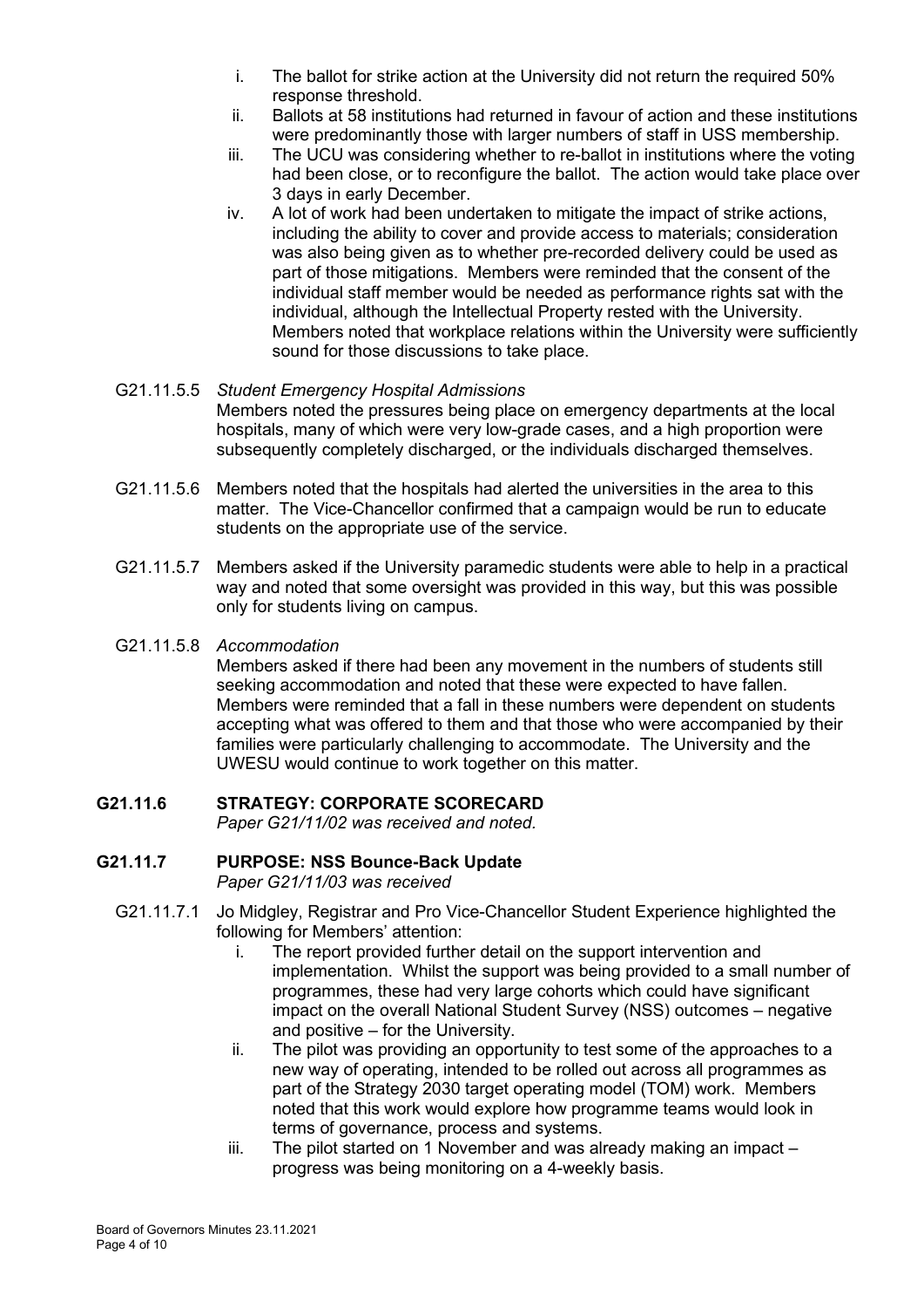i. The ballot for strike action at the University did not return the required 50% response threshold.
ii. Ballots at 58 institutions had returned in favour of action and these institutions were predominantly those with larger numbers of staff in USS membership.
iii. The UCU was considering whether to re-ballot in institutions where the voting had been close, or to reconfigure the ballot. The action would take place over 3 days in early December.
iv. A lot of work had been undertaken to mitigate the impact of strike actions, including the ability to cover and provide access to materials; consideration was also being given as to whether pre-recorded delivery could be used as part of those mitigations. Members were reminded that the consent of the individual staff member would be needed as performance rights sat with the individual, although the Intellectual Property rested with the University. Members noted that workplace relations within the University were sufficiently sound for those discussions to take place.

G21.11.5.5 *Student Emergency Hospital Admissions*
Members noted the pressures being place on emergency departments at the local hospitals, many of which were very low-grade cases, and a high proportion were subsequently completely discharged, or the individuals discharged themselves.

G21.11.5.6 Members noted that the hospitals had alerted the universities in the area to this matter. The Vice-Chancellor confirmed that a campaign would be run to educate students on the appropriate use of the service.

G21.11.5.7 Members asked if the University paramedic students were able to help in a practical way and noted that some oversight was provided in this way, but this was possible only for students living on campus.

G21.11.5.8 *Accommodation*
Members asked if there had been any movement in the numbers of students still seeking accommodation and noted that these were expected to have fallen. Members were reminded that a fall in these numbers were dependent on students accepting what was offered to them and that those who were accompanied by their families were particularly challenging to accommodate. The University and the UWESU would continue to work together on this matter.

## G21.11.6 STRATEGY: CORPORATE SCORECARD

*Paper G21/11/02 was received and noted.*

## G21.11.7 PURPOSE: NSS Bounce-Back Update

*Paper G21/11/03 was received*

G21.11.7.1 Jo Midgley, Registrar and Pro Vice-Chancellor Student Experience highlighted the following for Members' attention:

i. The report provided further detail on the support intervention and implementation. Whilst the support was being provided to a small number of programmes, these had very large cohorts which could have significant impact on the overall National Student Survey (NSS) outcomes – negative and positive – for the University.
ii. The pilot was providing an opportunity to test some of the approaches to a new way of operating, intended to be rolled out across all programmes as part of the Strategy 2030 target operating model (TOM) work. Members noted that this work would explore how programme teams would look in terms of governance, process and systems.
iii. The pilot started on 1 November and was already making an impact – progress was being monitoring on a 4-weekly basis.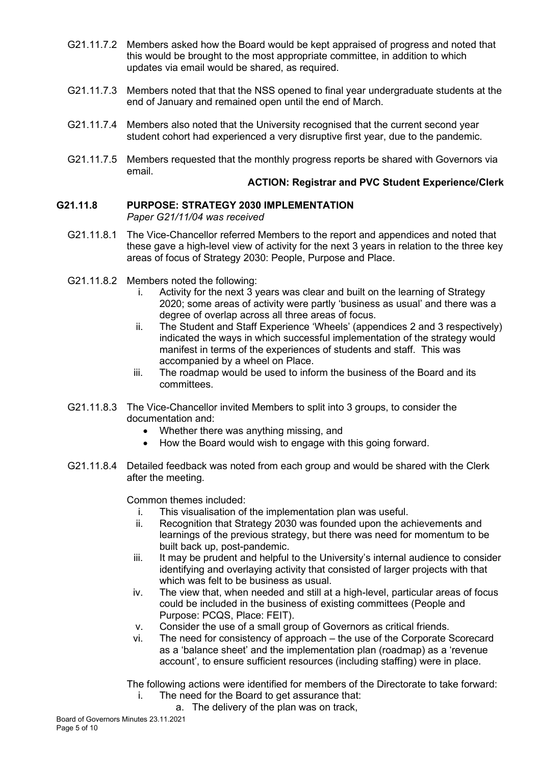G21.11.7.2 Members asked how the Board would be kept appraised of progress and noted that this would be brought to the most appropriate committee, in addition to which updates via email would be shared, as required.

G21.11.7.3 Members noted that that the NSS opened to final year undergraduate students at the end of January and remained open until the end of March.

G21.11.7.4 Members also noted that the University recognised that the current second year student cohort had experienced a very disruptive first year, due to the pandemic.

G21.11.7.5 Members requested that the monthly progress reports be shared with Governors via email.

**ACTION: Registrar and PVC Student Experience/Clerk**

## G21.11.8 PURPOSE: STRATEGY 2030 IMPLEMENTATION

*Paper G21/11/04 was received*

G21.11.8.1 The Vice-Chancellor referred Members to the report and appendices and noted that these gave a high-level view of activity for the next 3 years in relation to the three key areas of focus of Strategy 2030: People, Purpose and Place.

G21.11.8.2 Members noted the following:

i. Activity for the next 3 years was clear and built on the learning of Strategy 2020; some areas of activity were partly 'business as usual' and there was a degree of overlap across all three areas of focus.
ii. The Student and Staff Experience 'Wheels' (appendices 2 and 3 respectively) indicated the ways in which successful implementation of the strategy would manifest in terms of the experiences of students and staff. This was accompanied by a wheel on Place.
iii. The roadmap would be used to inform the business of the Board and its committees.

G21.11.8.3 The Vice-Chancellor invited Members to split into 3 groups, to consider the documentation and:

- Whether there was anything missing, and
- How the Board would wish to engage with this going forward.

G21.11.8.4 Detailed feedback was noted from each group and would be shared with the Clerk after the meeting.

Common themes included:

i. This visualisation of the implementation plan was useful.
ii. Recognition that Strategy 2030 was founded upon the achievements and learnings of the previous strategy, but there was need for momentum to be built back up, post-pandemic.
iii. It may be prudent and helpful to the University's internal audience to consider identifying and overlaying activity that consisted of larger projects with that which was felt to be business as usual.
iv. The view that, when needed and still at a high-level, particular areas of focus could be included in the business of existing committees (People and Purpose: PCQS, Place: FEIT).
v. Consider the use of a small group of Governors as critical friends.
vi. The need for consistency of approach – the use of the Corporate Scorecard as a 'balance sheet' and the implementation plan (roadmap) as a 'revenue account', to ensure sufficient resources (including staffing) were in place.

The following actions were identified for members of the Directorate to take forward:

i. The need for the Board to get assurance that:
    a. The delivery of the plan was on track,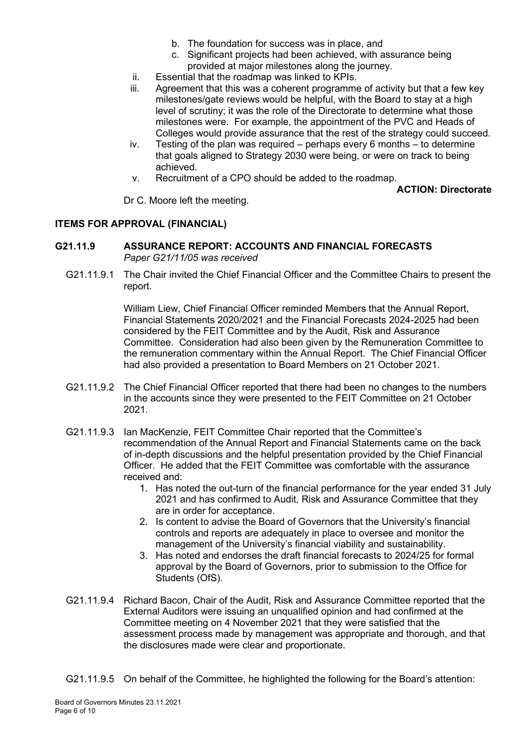b. The foundation for success was in place, and
c. Significant projects had been achieved, with assurance being provided at major milestones along the journey.

ii. Essential that the roadmap was linked to KPIs.

iii. Agreement that this was a coherent programme of activity but that a few key milestones/gate reviews would be helpful, with the Board to stay at a high level of scrutiny; it was the role of the Directorate to determine what those milestones were. For example, the appointment of the PVC and Heads of Colleges would provide assurance that the rest of the strategy could succeed.

iv. Testing of the plan was required – perhaps every 6 months – to determine that goals aligned to Strategy 2030 were being, or were on track to being achieved.

v. Recruitment of a CPO should be added to the roadmap.

**ACTION: Directorate**

Dr C. Moore left the meeting.

## ITEMS FOR APPROVAL (FINANCIAL)

### G21.11.9 ASSURANCE REPORT: ACCOUNTS AND FINANCIAL FORECASTS

*Paper G21/11/05 was received*

G21.11.9.1 The Chair invited the Chief Financial Officer and the Committee Chairs to present the report.

William Liew, Chief Financial Officer reminded Members that the Annual Report, Financial Statements 2020/2021 and the Financial Forecasts 2024-2025 had been considered by the FEIT Committee and by the Audit, Risk and Assurance Committee. Consideration had also been given by the Remuneration Committee to the remuneration commentary within the Annual Report. The Chief Financial Officer had also provided a presentation to Board Members on 21 October 2021.

G21.11.9.2 The Chief Financial Officer reported that there had been no changes to the numbers in the accounts since they were presented to the FEIT Committee on 21 October 2021.

G21.11.9.3 Ian MacKenzie, FEIT Committee Chair reported that the Committee's recommendation of the Annual Report and Financial Statements came on the back of in-depth discussions and the helpful presentation provided by the Chief Financial Officer. He added that the FEIT Committee was comfortable with the assurance received and:

1. Has noted the out-turn of the financial performance for the year ended 31 July 2021 and has confirmed to Audit, Risk and Assurance Committee that they are in order for acceptance.
2. Is content to advise the Board of Governors that the University's financial controls and reports are adequately in place to oversee and monitor the management of the University's financial viability and sustainability.
3. Has noted and endorses the draft financial forecasts to 2024/25 for formal approval by the Board of Governors, prior to submission to the Office for Students (OfS).

G21.11.9.4 Richard Bacon, Chair of the Audit, Risk and Assurance Committee reported that the External Auditors were issuing an unqualified opinion and had confirmed at the Committee meeting on 4 November 2021 that they were satisfied that the assessment process made by management was appropriate and thorough, and that the disclosures made were clear and proportionate.

G21.11.9.5 On behalf of the Committee, he highlighted the following for the Board's attention: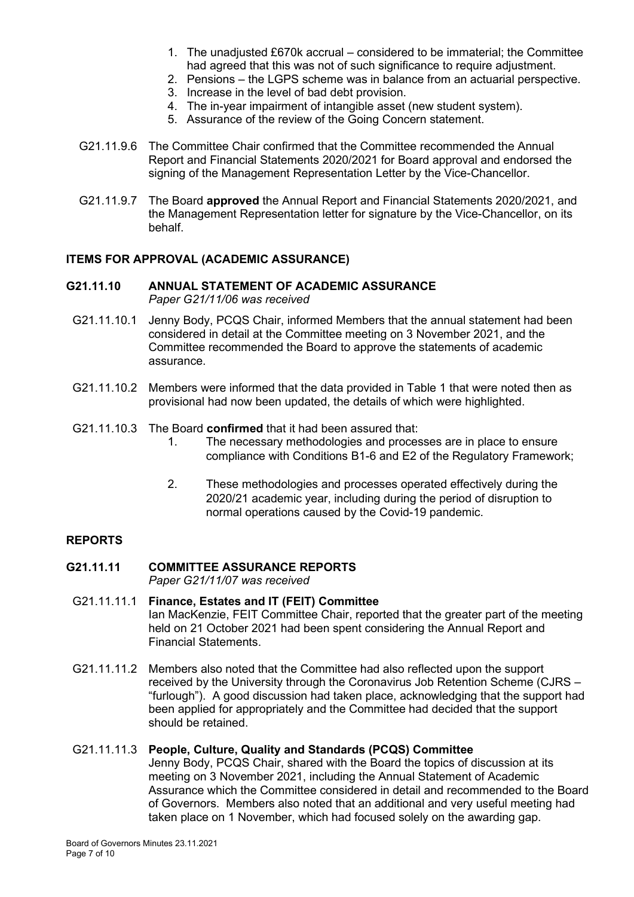1. The unadjusted £670k accrual – considered to be immaterial; the Committee had agreed that this was not of such significance to require adjustment.
2. Pensions – the LGPS scheme was in balance from an actuarial perspective.
3. Increase in the level of bad debt provision.
4. The in-year impairment of intangible asset (new student system).
5. Assurance of the review of the Going Concern statement.

G21.11.9.6 The Committee Chair confirmed that the Committee recommended the Annual Report and Financial Statements 2020/2021 for Board approval and endorsed the signing of the Management Representation Letter by the Vice-Chancellor.

G21.11.9.7 The Board **approved** the Annual Report and Financial Statements 2020/2021, and the Management Representation letter for signature by the Vice-Chancellor, on its behalf.

## ITEMS FOR APPROVAL (ACADEMIC ASSURANCE)

### G21.11.10 ANNUAL STATEMENT OF ACADEMIC ASSURANCE

*Paper G21/11/06 was received*

G21.11.10.1 Jenny Body, PCQS Chair, informed Members that the annual statement had been considered in detail at the Committee meeting on 3 November 2021, and the Committee recommended the Board to approve the statements of academic assurance.

G21.11.10.2 Members were informed that the data provided in Table 1 that were noted then as provisional had now been updated, the details of which were highlighted.

G21.11.10.3 The Board **confirmed** that it had been assured that:

1. The necessary methodologies and processes are in place to ensure compliance with Conditions B1-6 and E2 of the Regulatory Framework;
2. These methodologies and processes operated effectively during the 2020/21 academic year, including during the period of disruption to normal operations caused by the Covid-19 pandemic.

## REPORTS

### G21.11.11 COMMITTEE ASSURANCE REPORTS

*Paper G21/11/07 was received*

G21.11.11.1 **Finance, Estates and IT (FEIT) Committee**
Ian MacKenzie, FEIT Committee Chair, reported that the greater part of the meeting held on 21 October 2021 had been spent considering the Annual Report and Financial Statements.

G21.11.11.2 Members also noted that the Committee had also reflected upon the support received by the University through the Coronavirus Job Retention Scheme (CJRS – "furlough"). A good discussion had taken place, acknowledging that the support had been applied for appropriately and the Committee had decided that the support should be retained.

G21.11.11.3 **People, Culture, Quality and Standards (PCQS) Committee**
Jenny Body, PCQS Chair, shared with the Board the topics of discussion at its meeting on 3 November 2021, including the Annual Statement of Academic Assurance which the Committee considered in detail and recommended to the Board of Governors. Members also noted that an additional and very useful meeting had taken place on 1 November, which had focused solely on the awarding gap.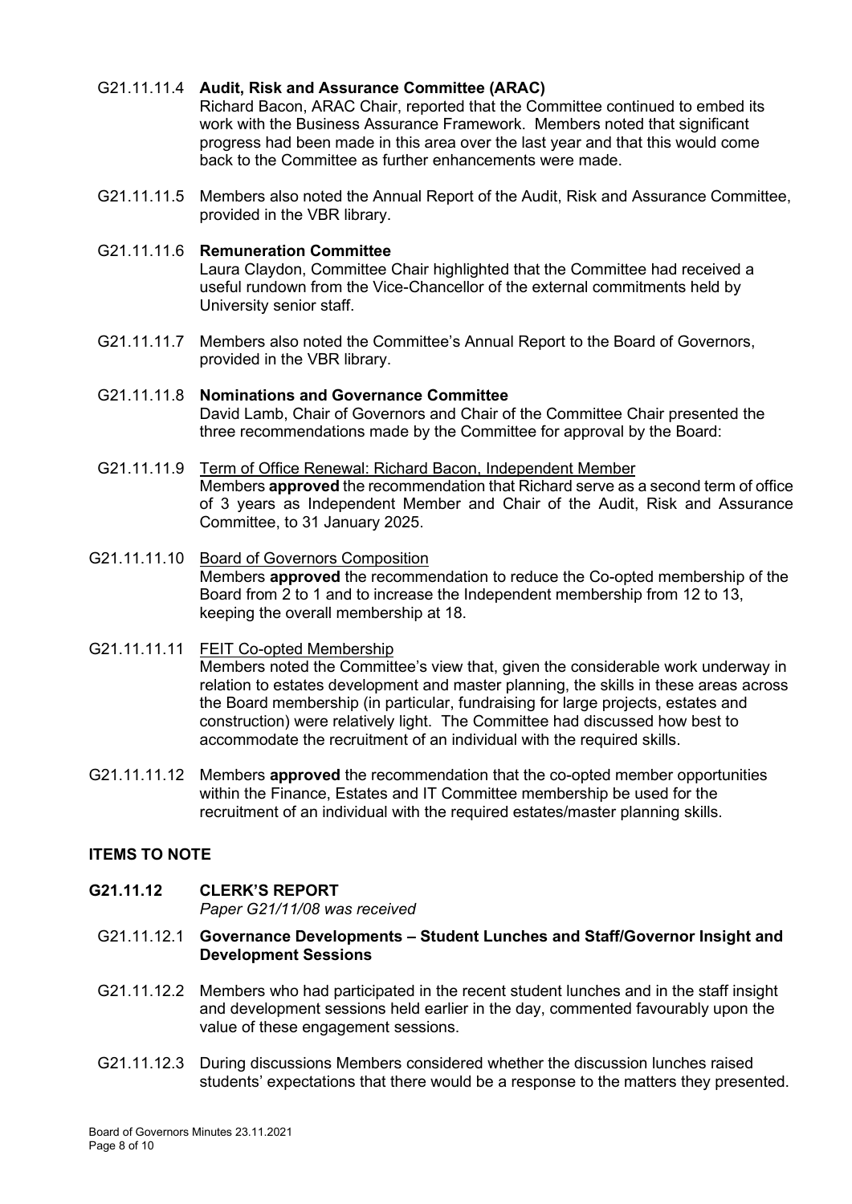G21.11.11.4 **Audit, Risk and Assurance Committee (ARAC)**
Richard Bacon, ARAC Chair, reported that the Committee continued to embed its work with the Business Assurance Framework. Members noted that significant progress had been made in this area over the last year and that this would come back to the Committee as further enhancements were made.

G21.11.11.5 Members also noted the Annual Report of the Audit, Risk and Assurance Committee, provided in the VBR library.

G21.11.11.6 **Remuneration Committee**
Laura Claydon, Committee Chair highlighted that the Committee had received a useful rundown from the Vice-Chancellor of the external commitments held by University senior staff.

G21.11.11.7 Members also noted the Committee's Annual Report to the Board of Governors, provided in the VBR library.

G21.11.11.8 **Nominations and Governance Committee**
David Lamb, Chair of Governors and Chair of the Committee Chair presented the three recommendations made by the Committee for approval by the Board:

G21.11.11.9 Term of Office Renewal: Richard Bacon, Independent Member
Members **approved** the recommendation that Richard serve as a second term of office of 3 years as Independent Member and Chair of the Audit, Risk and Assurance Committee, to 31 January 2025.

G21.11.11.10 Board of Governors Composition
Members **approved** the recommendation to reduce the Co-opted membership of the Board from 2 to 1 and to increase the Independent membership from 12 to 13, keeping the overall membership at 18.

G21.11.11.11 FEIT Co-opted Membership
Members noted the Committee's view that, given the considerable work underway in relation to estates development and master planning, the skills in these areas across the Board membership (in particular, fundraising for large projects, estates and construction) were relatively light. The Committee had discussed how best to accommodate the recruitment of an individual with the required skills.

G21.11.11.12 Members **approved** the recommendation that the co-opted member opportunities within the Finance, Estates and IT Committee membership be used for the recruitment of an individual with the required estates/master planning skills.

## ITEMS TO NOTE

### G21.11.12 CLERK'S REPORT

*Paper G21/11/08 was received*

G21.11.12.1 **Governance Developments – Student Lunches and Staff/Governor Insight and Development Sessions**

G21.11.12.2 Members who had participated in the recent student lunches and in the staff insight and development sessions held earlier in the day, commented favourably upon the value of these engagement sessions.

G21.11.12.3 During discussions Members considered whether the discussion lunches raised students' expectations that there would be a response to the matters they presented.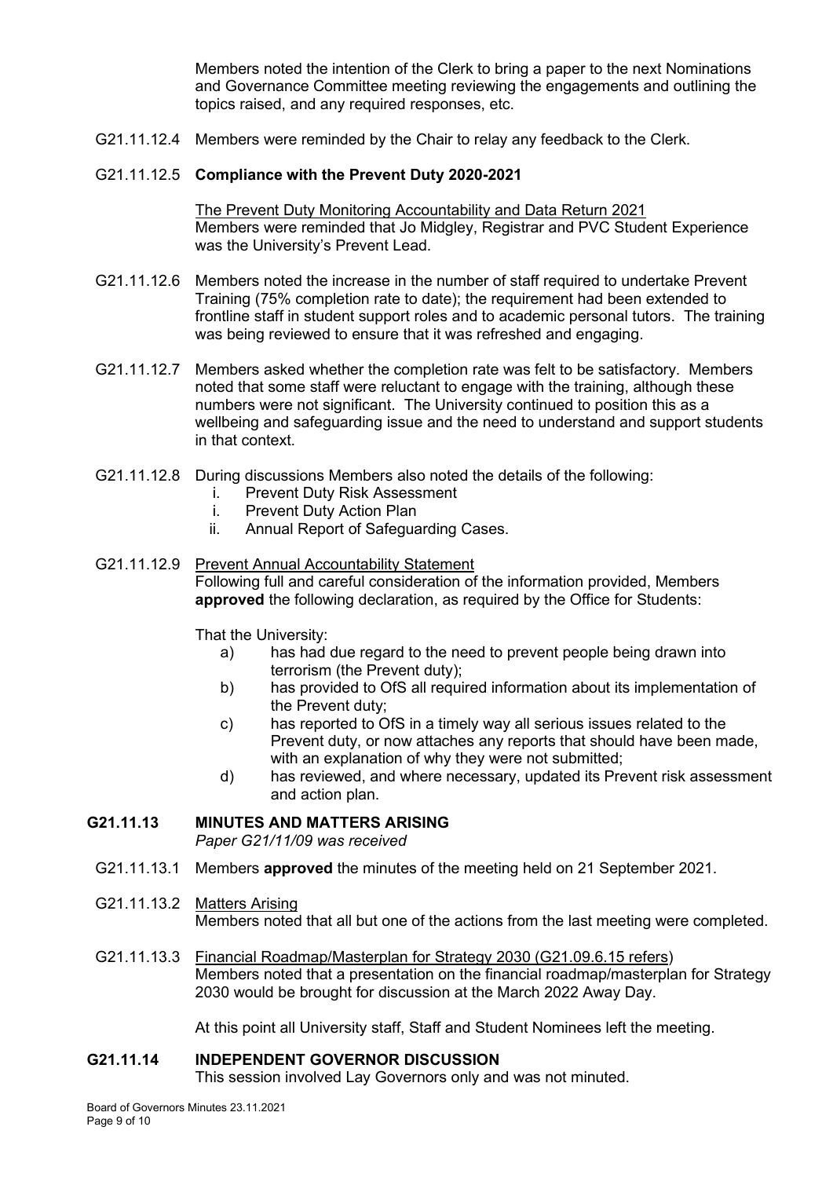Members noted the intention of the Clerk to bring a paper to the next Nominations and Governance Committee meeting reviewing the engagements and outlining the topics raised, and any required responses, etc.

G21.11.12.4 Members were reminded by the Chair to relay any feedback to the Clerk.

G21.11.12.5 **Compliance with the Prevent Duty 2020-2021**

The Prevent Duty Monitoring Accountability and Data Return 2021
Members were reminded that Jo Midgley, Registrar and PVC Student Experience was the University's Prevent Lead.

G21.11.12.6 Members noted the increase in the number of staff required to undertake Prevent Training (75% completion rate to date); the requirement had been extended to frontline staff in student support roles and to academic personal tutors. The training was being reviewed to ensure that it was refreshed and engaging.

G21.11.12.7 Members asked whether the completion rate was felt to be satisfactory. Members noted that some staff were reluctant to engage with the training, although these numbers were not significant. The University continued to position this as a wellbeing and safeguarding issue and the need to understand and support students in that context.

G21.11.12.8 During discussions Members also noted the details of the following:

i. Prevent Duty Risk Assessment
i. Prevent Duty Action Plan
ii. Annual Report of Safeguarding Cases.

G21.11.12.9 Prevent Annual Accountability Statement
Following full and careful consideration of the information provided, Members **approved** the following declaration, as required by the Office for Students:

That the University:

a) has had due regard to the need to prevent people being drawn into terrorism (the Prevent duty);
b) has provided to OfS all required information about its implementation of the Prevent duty;
c) has reported to OfS in a timely way all serious issues related to the Prevent duty, or now attaches any reports that should have been made, with an explanation of why they were not submitted;
d) has reviewed, and where necessary, updated its Prevent risk assessment and action plan.

## G21.11.13 MINUTES AND MATTERS ARISING

*Paper G21/11/09 was received*

G21.11.13.1 Members **approved** the minutes of the meeting held on 21 September 2021.

G21.11.13.2 Matters Arising
Members noted that all but one of the actions from the last meeting were completed.

G21.11.13.3 Financial Roadmap/Masterplan for Strategy 2030 (G21.09.6.15 refers)
Members noted that a presentation on the financial roadmap/masterplan for Strategy 2030 would be brought for discussion at the March 2022 Away Day.

At this point all University staff, Staff and Student Nominees left the meeting.

## G21.11.14 INDEPENDENT GOVERNOR DISCUSSION

This session involved Lay Governors only and was not minuted.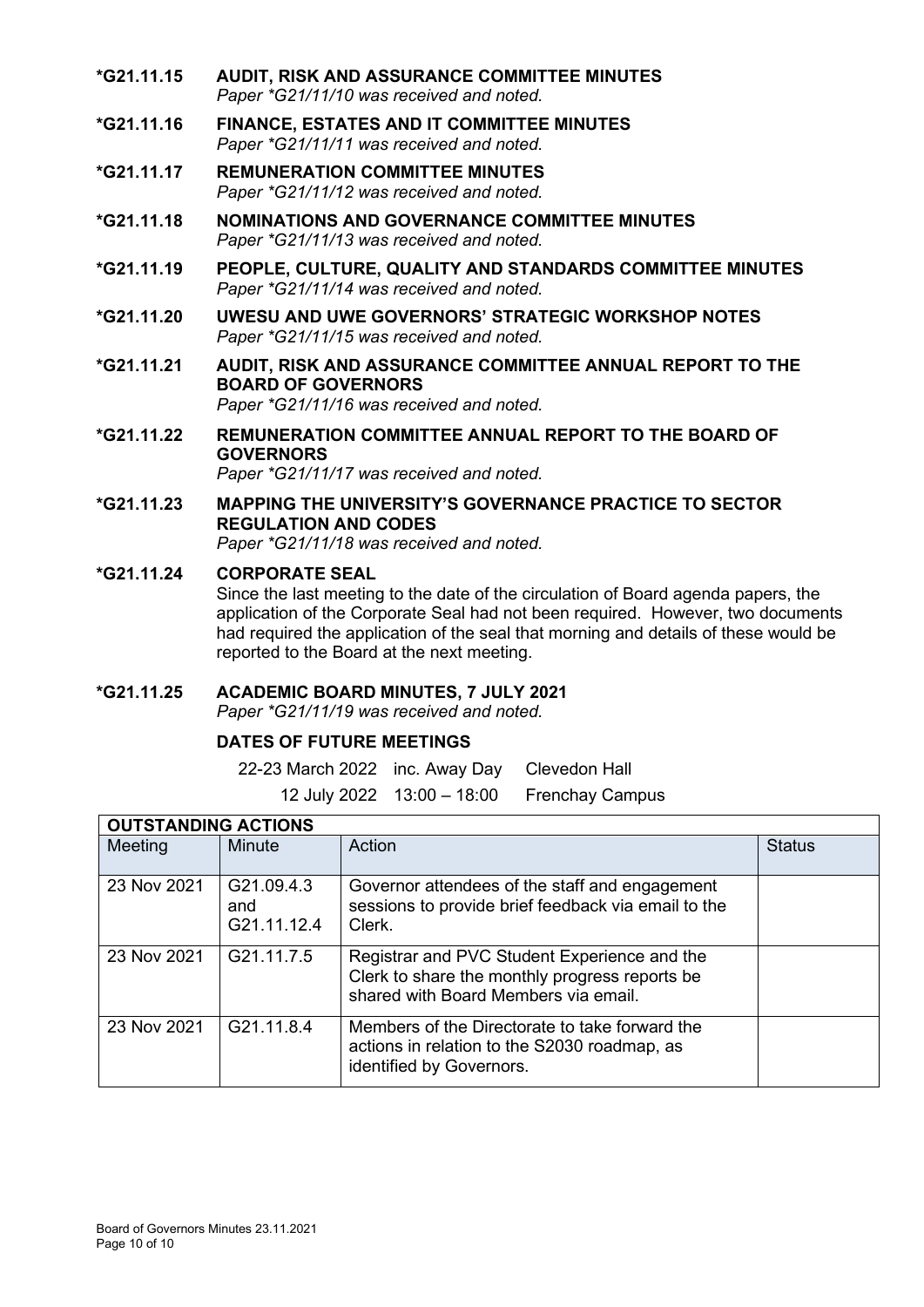**\*G21.11.15 AUDIT, RISK AND ASSURANCE COMMITTEE MINUTES**
*Paper \*G21/11/10 was received and noted.*

**\*G21.11.16 FINANCE, ESTATES AND IT COMMITTEE MINUTES**
*Paper \*G21/11/11 was received and noted.*

**\*G21.11.17 REMUNERATION COMMITTEE MINUTES**
*Paper \*G21/11/12 was received and noted.*

**\*G21.11.18 NOMINATIONS AND GOVERNANCE COMMITTEE MINUTES**
*Paper \*G21/11/13 was received and noted.*

**\*G21.11.19 PEOPLE, CULTURE, QUALITY AND STANDARDS COMMITTEE MINUTES**
*Paper \*G21/11/14 was received and noted.*

**\*G21.11.20 UWESU AND UWE GOVERNORS' STRATEGIC WORKSHOP NOTES**
*Paper \*G21/11/15 was received and noted.*

**\*G21.11.21 AUDIT, RISK AND ASSURANCE COMMITTEE ANNUAL REPORT TO THE BOARD OF GOVERNORS**
*Paper \*G21/11/16 was received and noted.*

**\*G21.11.22 REMUNERATION COMMITTEE ANNUAL REPORT TO THE BOARD OF GOVERNORS**
*Paper \*G21/11/17 was received and noted.*

**\*G21.11.23 MAPPING THE UNIVERSITY'S GOVERNANCE PRACTICE TO SECTOR REGULATION AND CODES**
*Paper \*G21/11/18 was received and noted.*

**\*G21.11.24 CORPORATE SEAL**
Since the last meeting to the date of the circulation of Board agenda papers, the application of the Corporate Seal had not been required. However, two documents had required the application of the seal that morning and details of these would be reported to the Board at the next meeting.

**\*G21.11.25 ACADEMIC BOARD MINUTES, 7 JULY 2021**
*Paper \*G21/11/19 was received and noted.*

**DATES OF FUTURE MEETINGS**

| | | |
|---|---|---|
| 22-23 March 2022 | inc. Away Day | Clevedon Hall |
| 12 July 2022 | 13:00 – 18:00 | Frenchay Campus |

**OUTSTANDING ACTIONS**

| Meeting | Minute | Action | Status |
|---|---|---|---|
| 23 Nov 2021 | G21.09.4.3 and G21.11.12.4 | Governor attendees of the staff and engagement sessions to provide brief feedback via email to the Clerk. | |
| 23 Nov 2021 | G21.11.7.5 | Registrar and PVC Student Experience and the Clerk to share the monthly progress reports be shared with Board Members via email. | |
| 23 Nov 2021 | G21.11.8.4 | Members of the Directorate to take forward the actions in relation to the S2030 roadmap, as identified by Governors. | |